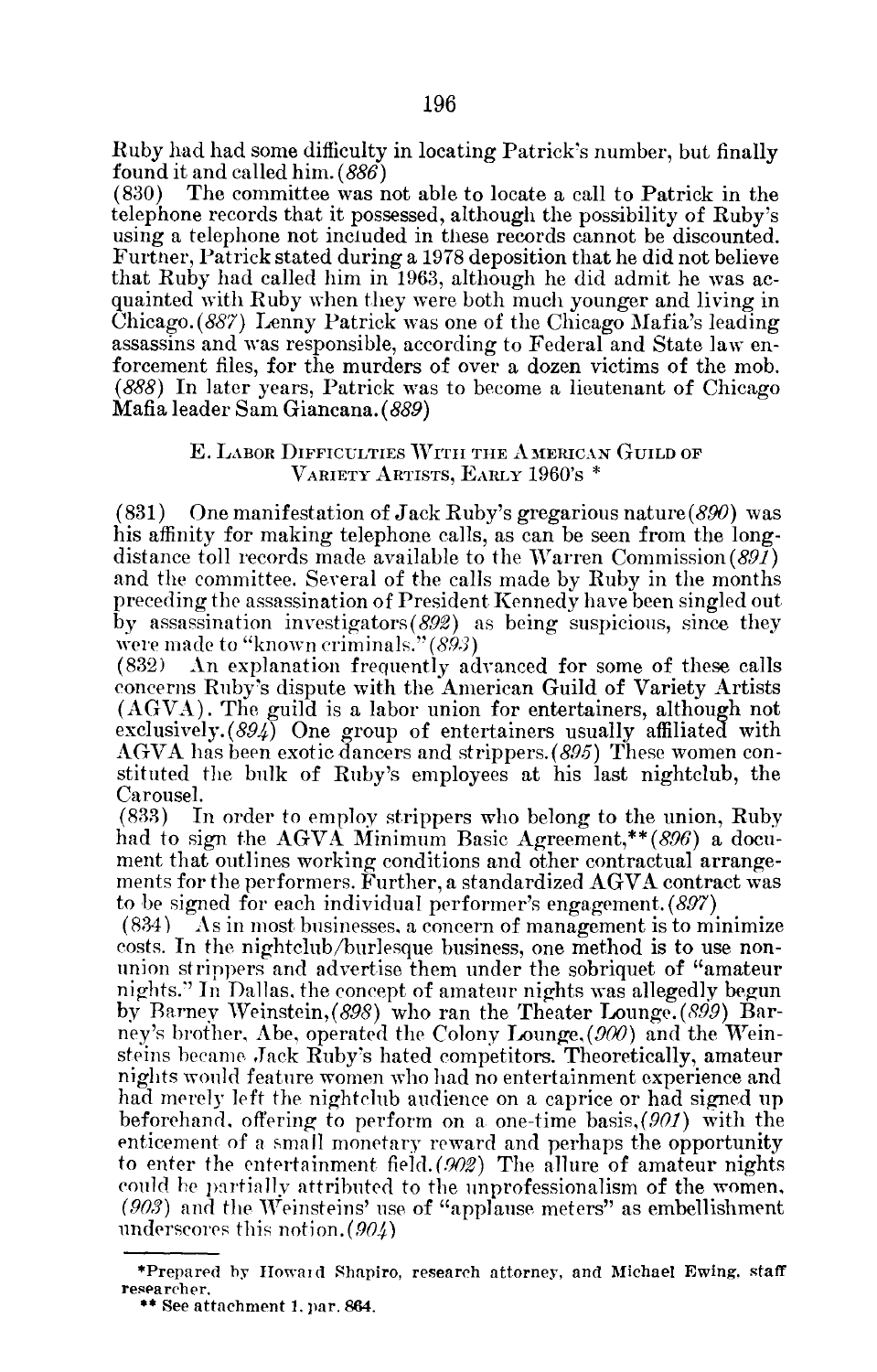Ruby had had some difficulty in locating Patrick's number, but finally found it and called him. *(886)*

(830) The committee was not able to locate a call to Patrick in the telephone records that it possessed, although the possibility of Ruby's using a telephone not included in these records cannot be discounted. Further, Patrick stated during a 1978 deposition that he did not believe that Ruby had called him in 1963, although he did admit he was acquainted with Ruby when they were both much younger and living in Chicago. *(887)* Lenny Patrick was one of the Chicago Mafia's leading assassins and was responsible, according to Federal and State law enforcement files, for the murders of over a dozen victims of the mob. *(888)* In later years, Patrick was to become a lieutenant of Chicago Mafia leader Sam Giancana. *(889)*

## E. Labor Difficulties With the American Guild of Variety Artists, Early 1960's *

(831) One manifestation of Jack Ruby's gregarious nature *(890)* was his affinity for making telephone calls, as can be seen from the long-distance toll records made available to the Warren Commission *(891)* and the committee. Several of the calls made by Ruby in the months preceding the assassination of President Kennedy have been singled out by assassination investigators *(892)* as being suspicious, since they were made to "known criminals." *(893)*

(832) An explanation frequently advanced for some of these calls concerns Ruby's dispute with the American Guild of Variety Artists (AGVA). The guild is a labor union for entertainers, although not exclusively. *(894)* One group of entertainers usually affiliated with AGVA has been exotic dancers and strippers. *(895)* These women constituted the bulk of Ruby's employees at his last nightclub, the Carousel.

(833) In order to employ strippers who belong to the union, Ruby had to sign the AGVA Minimum Basic Agreement,** *(896)* a document that outlines working conditions and other contractual arrangements for the performers. Further, a standardized AGVA contract was to be signed for each individual performer's engagement. *(897)*

(834) As in most businesses, a concern of management is to minimize costs. In the nightclub/burlesque business, one method is to use nonunion strippers and advertise them under the sobriquet of "amateur nights." In Dallas, the concept of amateur nights was allegedly begun by Barney Weinstein, *(898)* who ran the Theater Lounge. *(899)* Barney's brother, Abe, operated the Colony Lounge, *(900)* and the Weinsteins became Jack Ruby's hated competitors. Theoretically, amateur nights would feature women who had no entertainment experience and had merely left the nightclub audience on a caprice or had signed up beforehand, offering to perform on a one-time basis, *(901)* with the enticement of a small monetary reward and perhaps the opportunity to enter the entertainment field. *(902)* The allure of amateur nights could be partially attributed to the unprofessionalism of the women, *(903)* and the Weinsteins' use of "applause meters" as embellishment underscores this notion. *(904)*

---

*Prepared by Howard Shapiro, research attorney, and Michael Ewing, staff researcher.

** See attachment 1, par. 864.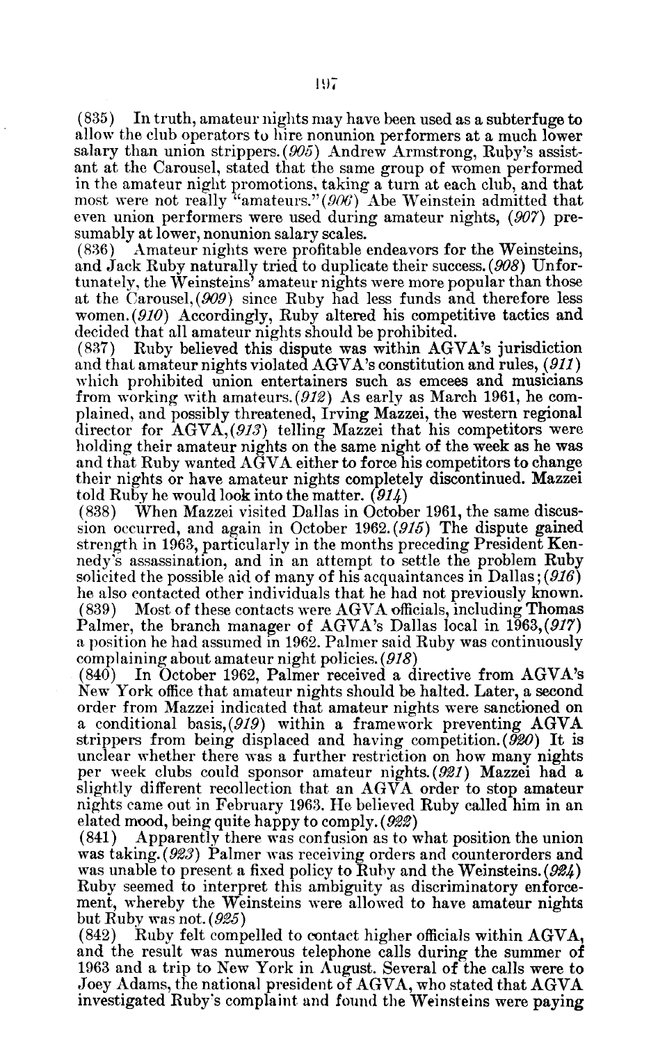(835) In truth, amateur nights may have been used as a subterfuge to allow the club operators to hire nonunion performers at a much lower salary than union strippers. *(905)* Andrew Armstrong, Ruby's assistant at the Carousel, stated that the same group of women performed in the amateur night promotions, taking a turn at each club, and that most were not really "amateurs." *(906)* Abe Weinstein admitted that even union performers were used during amateur nights, *(907)* presumably at lower, nonunion salary scales.

(836) Amateur nights were profitable endeavors for the Weinsteins, and Jack Ruby naturally tried to duplicate their success. *(908)* Unfortunately, the Weinsteins' amateur nights were more popular than those at the Carousel, *(909)* since Ruby had less funds and therefore less women. *(910)* Accordingly, Ruby altered his competitive tactics and decided that all amateur nights should be prohibited.

(837) Ruby believed this dispute was within AGVA's jurisdiction and that amateur nights violated AGVA's constitution and rules, *(911)* which prohibited union entertainers such as emcees and musicians from working with amateurs. *(912)* As early as March 1961, he complained, and possibly threatened, Irving Mazzei, the western regional director for AGVA, *(913)* telling Mazzei that his competitors were holding their amateur nights on the same night of the week as he was and that Ruby wanted AGVA either to force his competitors to change their nights or have amateur nights completely discontinued. Mazzei told Ruby he would look into the matter. *(914)*

(838) When Mazzei visited Dallas in October 1961, the same discussion occurred, and again in October 1962. *(915)* The dispute gained strength in 1963, particularly in the months preceding President Kennedy's assassination, and in an attempt to settle the problem Ruby solicited the possible aid of many of his acquaintances in Dallas; *(916)* he also contacted other individuals that he had not previously known.

(839) Most of these contacts were AGVA officials, including Thomas Palmer, the branch manager of AGVA's Dallas local in 1963, *(917)* a position he had assumed in 1962. Palmer said Ruby was continuously complaining about amateur night policies. *(918)*

(840) In October 1962, Palmer received a directive from AGVA's New York office that amateur nights should be halted. Later, a second order from Mazzei indicated that amateur nights were sanctioned on a conditional basis, *(919)* within a framework preventing AGVA strippers from being displaced and having competition. *(920)* It is unclear whether there was a further restriction on how many nights per week clubs could sponsor amateur nights. *(921)* Mazzei had a slightly different recollection that an AGVA order to stop amateur nights came out in February 1963. He believed Ruby called him in an elated mood, being quite happy to comply. *(922)*

(841) Apparently there was confusion as to what position the union was taking. *(923)* Palmer was receiving orders and counterorders and was unable to present a fixed policy to Ruby and the Weinsteins. *(924)* Ruby seemed to interpret this ambiguity as discriminatory enforcement, whereby the Weinsteins were allowed to have amateur nights but Ruby was not. *(925)*

(842) Ruby felt compelled to contact higher officials within AGVA, and the result was numerous telephone calls during the summer of 1963 and a trip to New York in August. Several of the calls were to Joey Adams, the national president of AGVA, who stated that AGVA investigated Ruby's complaint and found the Weinsteins were paying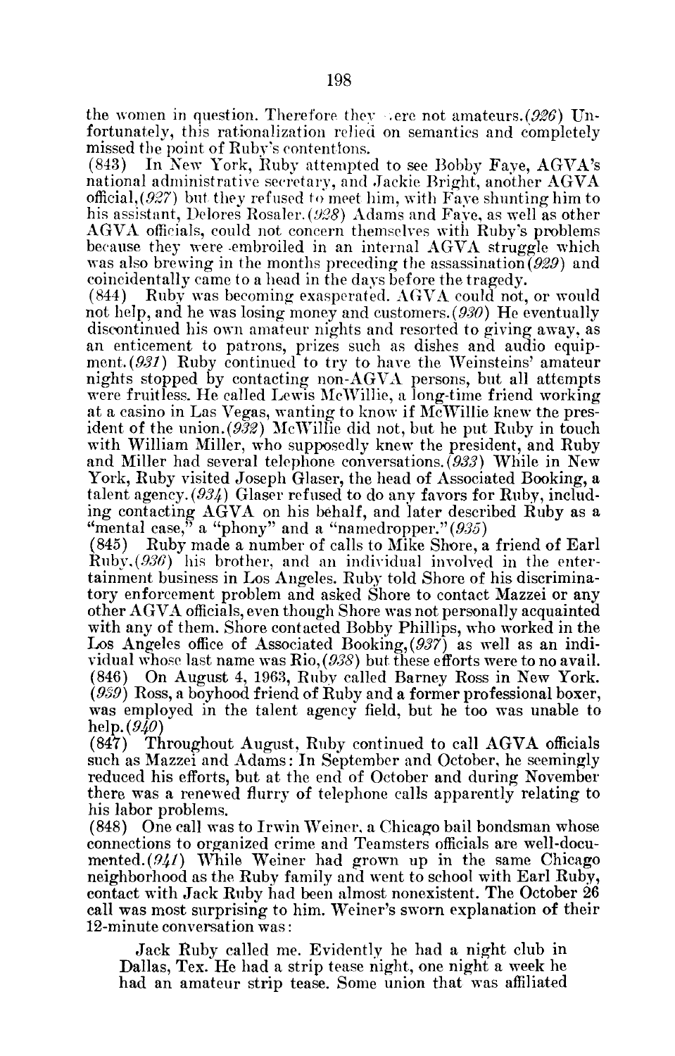the women in question. Therefore they were not amateurs.(926) Unfortunately, this rationalization relied on semantics and completely missed the point of Ruby's contentions.

(843) In New York, Ruby attempted to see Bobby Faye, AGVA's national administrative secretary, and Jackie Bright, another AGVA official,(927) but they refused to meet him, with Faye shunting him to his assistant, Delores Rosaler.(928) Adams and Faye, as well as other AGVA officials, could not concern themselves with Ruby's problems because they were embroiled in an internal AGVA struggle which was also brewing in the months preceding the assassination(929) and coincidentally came to a head in the days before the tragedy.

(844) Ruby was becoming exasperated. AGVA could not, or would not help, and he was losing money and customers.(930) He eventually discontinued his own amateur nights and resorted to giving away, as an enticement to patrons, prizes such as dishes and audio equipment.(931) Ruby continued to try to have the Weinsteins' amateur nights stopped by contacting non-AGVA persons, but all attempts were fruitless. He called Lewis McWillie, a long-time friend working at a casino in Las Vegas, wanting to know if McWillie knew the president of the union.(932) McWillie did not, but he put Ruby in touch with William Miller, who supposedly knew the president, and Ruby and Miller had several telephone conversations.(933) While in New York, Ruby visited Joseph Glaser, the head of Associated Booking, a talent agency.(934) Glaser refused to do any favors for Ruby, including contacting AGVA on his behalf, and later described Ruby as a "mental case," a "phony" and a "namedropper."(935)

(845) Ruby made a number of calls to Mike Shore, a friend of Earl Ruby,(936) his brother, and an individual involved in the entertainment business in Los Angeles. Ruby told Shore of his discriminatory enforcement problem and asked Shore to contact Mazzei or any other AGVA officials, even though Shore was not personally acquainted with any of them. Shore contacted Bobby Phillips, who worked in the Los Angeles office of Associated Booking,(937) as well as an individual whose last name was Rio,(938) but these efforts were to no avail.

(846) On August 4, 1963, Ruby called Barney Ross in New York.(939) Ross, a boyhood friend of Ruby and a former professional boxer, was employed in the talent agency field, but he too was unable to help.(940)

(847) Throughout August, Ruby continued to call AGVA officials such as Mazzei and Adams: In September and October, he seemingly reduced his efforts, but at the end of October and during November there was a renewed flurry of telephone calls apparently relating to his labor problems.

(848) One call was to Irwin Weiner, a Chicago bail bondsman whose connections to organized crime and Teamsters officials are well-documented.(941) While Weiner had grown up in the same Chicago neighborhood as the Ruby family and went to school with Earl Ruby, contact with Jack Ruby had been almost nonexistent. The October 26 call was most surprising to him. Weiner's sworn explanation of their 12-minute conversation was:

> Jack Ruby called me. Evidently he had a night club in Dallas, Tex. He had a strip tease night, one night a week he had an amateur strip tease. Some union that was affiliated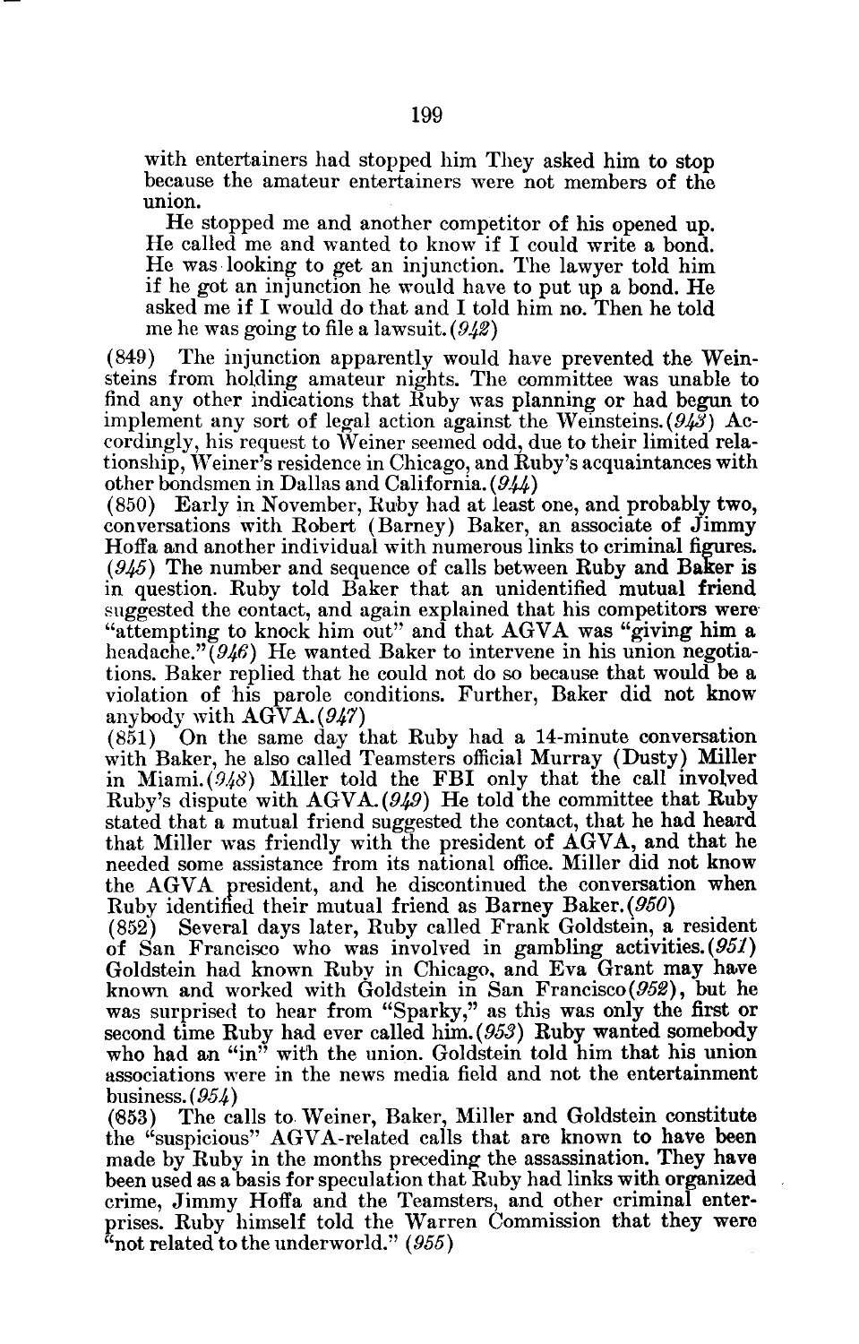with entertainers had stopped him They asked him to stop because the amateur entertainers were not members of the union.

He stopped me and another competitor of his opened up. He called me and wanted to know if I could write a bond. He was looking to get an injunction. The lawyer told him if he got an injunction he would have to put up a bond. He asked me if I would do that and I told him no. Then he told me he was going to file a lawsuit. (*942*)

(849) The injunction apparently would have prevented the Weinsteins from holding amateur nights. The committee was unable to find any other indications that Ruby was planning or had begun to implement any sort of legal action against the Weinsteins. (*943*) Accordingly, his request to Weiner seemed odd, due to their limited relationship, Weiner's residence in Chicago, and Ruby's acquaintances with other bondsmen in Dallas and California. (*944*)

(850) Early in November, Ruby had at least one, and probably two, conversations with Robert (Barney) Baker, an associate of Jimmy Hoffa and another individual with numerous links to criminal figures. (*945*) The number and sequence of calls between Ruby and Baker is in question. Ruby told Baker that an unidentified mutual friend suggested the contact, and again explained that his competitors were "attempting to knock him out" and that AGVA was "giving him a headache." (*946*) He wanted Baker to intervene in his union negotiations. Baker replied that he could not do so because that would be a violation of his parole conditions. Further, Baker did not know anybody with AGVA. (*947*)

(851) On the same day that Ruby had a 14-minute conversation with Baker, he also called Teamsters official Murray (Dusty) Miller in Miami. (*948*) Miller told the FBI only that the call involved Ruby's dispute with AGVA. (*949*) He told the committee that Ruby stated that a mutual friend suggested the contact, that he had heard that Miller was friendly with the president of AGVA, and that he needed some assistance from its national office. Miller did not know the AGVA president, and he discontinued the conversation when Ruby identified their mutual friend as Barney Baker. (*950*)

(852) Several days later, Ruby called Frank Goldstein, a resident of San Francisco who was involved in gambling activities. (*951*) Goldstein had known Ruby in Chicago, and Eva Grant may have known and worked with Goldstein in San Francisco (*952*), but he was surprised to hear from "Sparky," as this was only the first or second time Ruby had ever called him. (*953*) Ruby wanted somebody who had an "in" with the union. Goldstein told him that his union associations were in the news media field and not the entertainment business. (*954*)

(853) The calls to Weiner, Baker, Miller and Goldstein constitute the "suspicious" AGVA-related calls that are known to have been made by Ruby in the months preceding the assassination. They have been used as a basis for speculation that Ruby had links with organized crime, Jimmy Hoffa and the Teamsters, and other criminal enterprises. Ruby himself told the Warren Commission that they were "not related to the underworld." (*955*)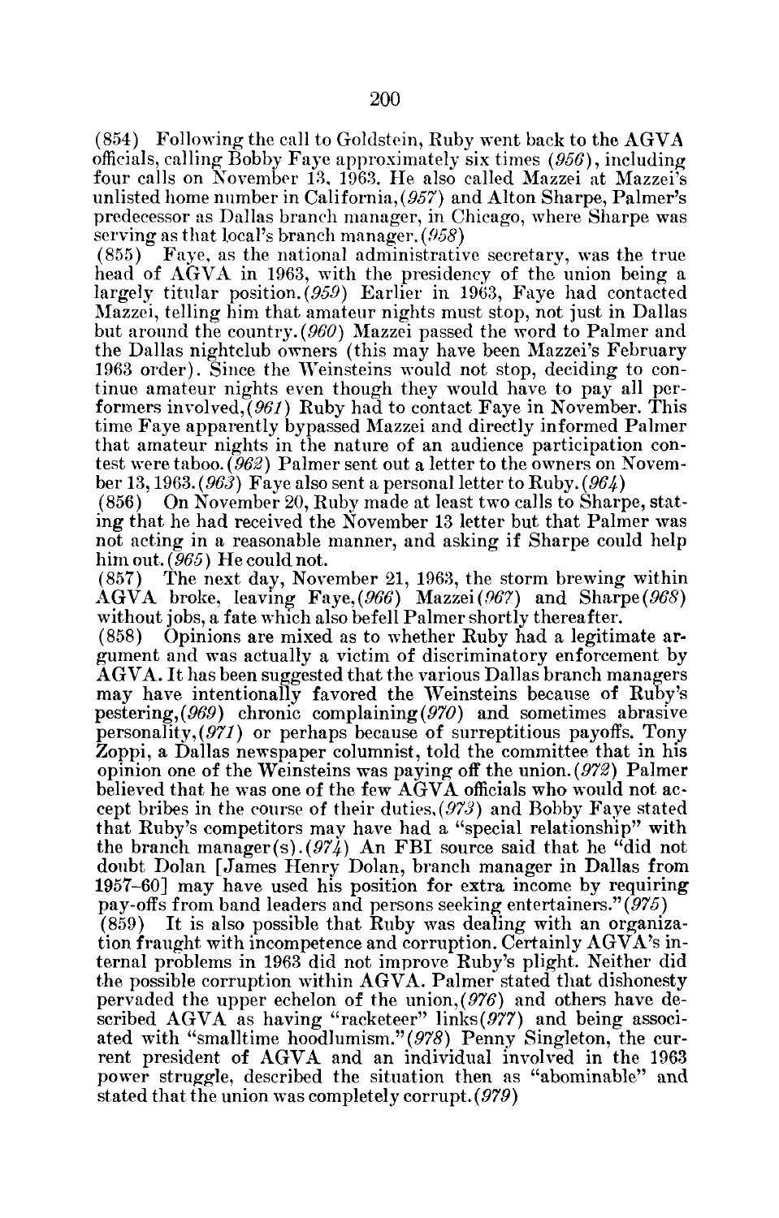(854) Following the call to Goldstein, Ruby went back to the AGVA officials, calling Bobby Faye approximately six times *(956)*, including four calls on November 13, 1963. He also called Mazzei at Mazzei's unlisted home number in California,*(957)* and Alton Sharpe, Palmer's predecessor as Dallas branch manager, in Chicago, where Sharpe was serving as that local's branch manager.*(958)*

(855) Faye, as the national administrative secretary, was the true head of AGVA in 1963, with the presidency of the union being a largely titular position.*(959)* Earlier in 1963, Faye had contacted Mazzei, telling him that amateur nights must stop, not just in Dallas but around the country.*(960)* Mazzei passed the word to Palmer and the Dallas nightclub owners (this may have been Mazzei's February 1963 order). Since the Weinsteins would not stop, deciding to continue amateur nights even though they would have to pay all performers involved,*(961)* Ruby had to contact Faye in November. This time Faye apparently bypassed Mazzei and directly informed Palmer that amateur nights in the nature of an audience participation contest were taboo.*(962)* Palmer sent out a letter to the owners on November 13, 1963.*(963)* Faye also sent a personal letter to Ruby.*(964)*

(856) On November 20, Ruby made at least two calls to Sharpe, stating that he had received the November 13 letter but that Palmer was not acting in a reasonable manner, and asking if Sharpe could help him out.*(965)* He could not.

(857) The next day, November 21, 1963, the storm brewing within AGVA broke, leaving Faye,*(966)* Mazzei*(967)* and Sharpe*(968)* without jobs, a fate which also befell Palmer shortly thereafter.

(858) Opinions are mixed as to whether Ruby had a legitimate argument and was actually a victim of discriminatory enforcement by AGVA. It has been suggested that the various Dallas branch managers may have intentionally favored the Weinsteins because of Ruby's pestering,*(969)* chronic complaining*(970)* and sometimes abrasive personality,*(971)* or perhaps because of surreptitious payoffs. Tony Zoppi, a Dallas newspaper columnist, told the committee that in his opinion one of the Weinsteins was paying off the union.*(972)* Palmer believed that he was one of the few AGVA officials who would not accept bribes in the course of their duties,*(973)* and Bobby Faye stated that Ruby's competitors may have had a "special relationship" with the branch manager(s).*(974)* An FBI source said that he "did not doubt Dolan [James Henry Dolan, branch manager in Dallas from 1957–60] may have used his position for extra income by requiring pay-offs from band leaders and persons seeking entertainers."*(975)*

(859) It is also possible that Ruby was dealing with an organization fraught with incompetence and corruption. Certainly AGVA's internal problems in 1963 did not improve Ruby's plight. Neither did the possible corruption within AGVA. Palmer stated that dishonesty pervaded the upper echelon of the union,*(976)* and others have described AGVA as having "racketeer" links*(977)* and being associated with "smalltime hoodlumism."*(978)* Penny Singleton, the current president of AGVA and an individual involved in the 1963 power struggle, described the situation then as "abominable" and stated that the union was completely corrupt.*(979)*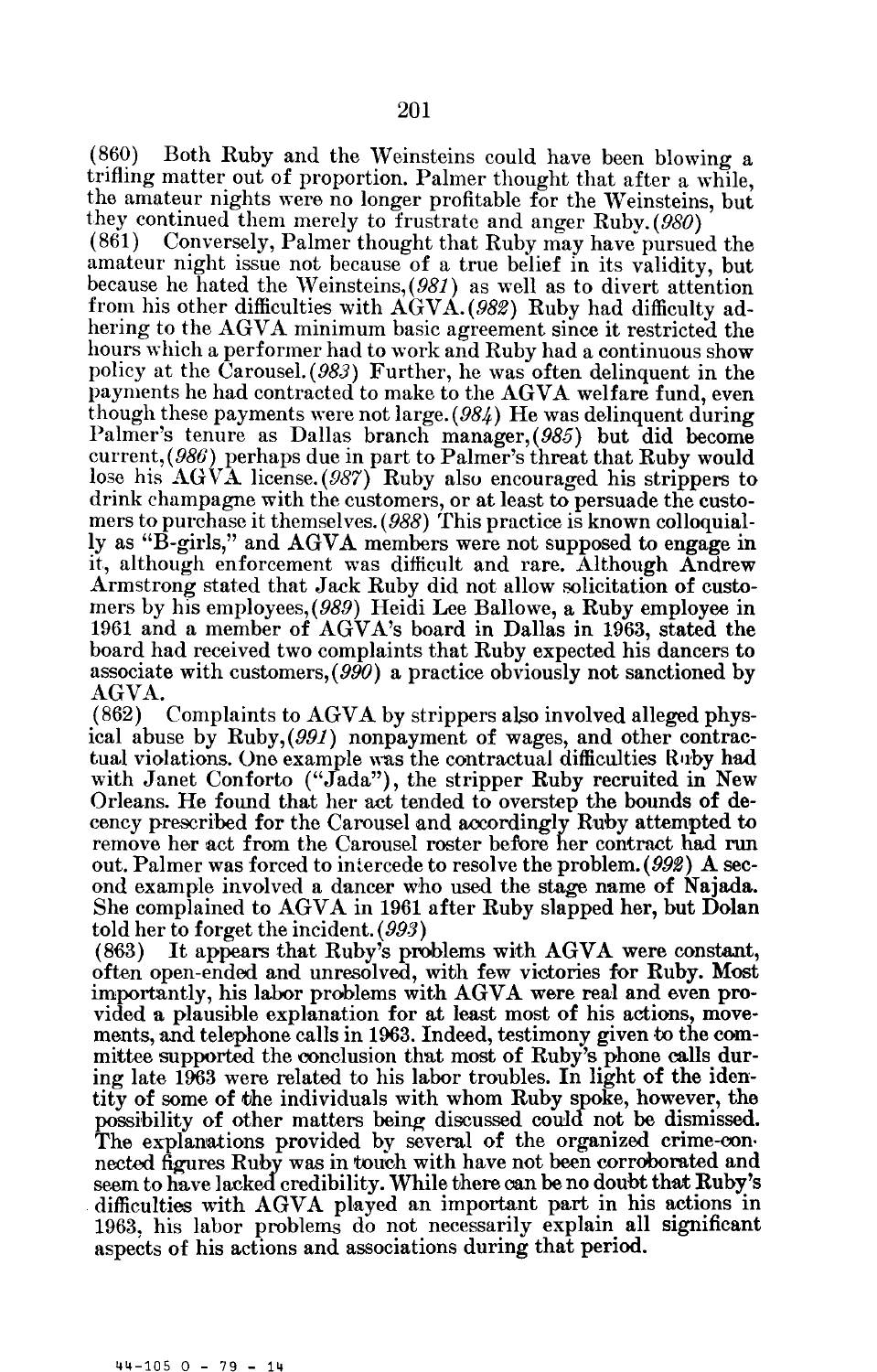(860) Both Ruby and the Weinsteins could have been blowing a trifling matter out of proportion. Palmer thought that after a while, the amateur nights were no longer profitable for the Weinsteins, but they continued them merely to frustrate and anger Ruby. *(980)*

(861) Conversely, Palmer thought that Ruby may have pursued the amateur night issue not because of a true belief in its validity, but because he hated the Weinsteins, *(981)* as well as to divert attention from his other difficulties with AGVA. *(982)* Ruby had difficulty adhering to the AGVA minimum basic agreement since it restricted the hours which a performer had to work and Ruby had a continuous show policy at the Carousel. *(983)* Further, he was often delinquent in the payments he had contracted to make to the AGVA welfare fund, even though these payments were not large. *(984)* He was delinquent during Palmer's tenure as Dallas branch manager, *(985)* but did become current, *(986)* perhaps due in part to Palmer's threat that Ruby would lose his AGVA license. *(987)* Ruby also encouraged his strippers to drink champagne with the customers, or at least to persuade the customers to purchase it themselves. *(988)* This practice is known colloquially as "B-girls," and AGVA members were not supposed to engage in it, although enforcement was difficult and rare. Although Andrew Armstrong stated that Jack Ruby did not allow solicitation of customers by his employees, *(989)* Heidi Lee Ballowe, a Ruby employee in 1961 and a member of AGVA's board in Dallas in 1963, stated the board had received two complaints that Ruby expected his dancers to associate with customers, *(990)* a practice obviously not sanctioned by AGVA.

(862) Complaints to AGVA by strippers also involved alleged physical abuse by Ruby, *(991)* nonpayment of wages, and other contractual violations. One example was the contractual difficulties Ruby had with Janet Conforto ("Jada"), the stripper Ruby recruited in New Orleans. He found that her act tended to overstep the bounds of decency prescribed for the Carousel and accordingly Ruby attempted to remove her act from the Carousel roster before her contract had run out. Palmer was forced to intercede to resolve the problem. *(992)* A second example involved a dancer who used the stage name of Najada. She complained to AGVA in 1961 after Ruby slapped her, but Dolan told her to forget the incident. *(993)*

(863) It appears that Ruby's problems with AGVA were constant, often open-ended and unresolved, with few victories for Ruby. Most importantly, his labor problems with AGVA were real and even provided a plausible explanation for at least most of his actions, movements, and telephone calls in 1963. Indeed, testimony given to the committee supported the conclusion that most of Ruby's phone calls during late 1963 were related to his labor troubles. In light of the identity of some of the individuals with whom Ruby spoke, however, the possibility of other matters being discussed could not be dismissed. The explanations provided by several of the organized crime-connected figures Ruby was in touch with have not been corroborated and seem to have lacked credibility. While there can be no doubt that Ruby's difficulties with AGVA played an important part in his actions in 1963, his labor problems do not necessarily explain all significant aspects of his actions and associations during that period.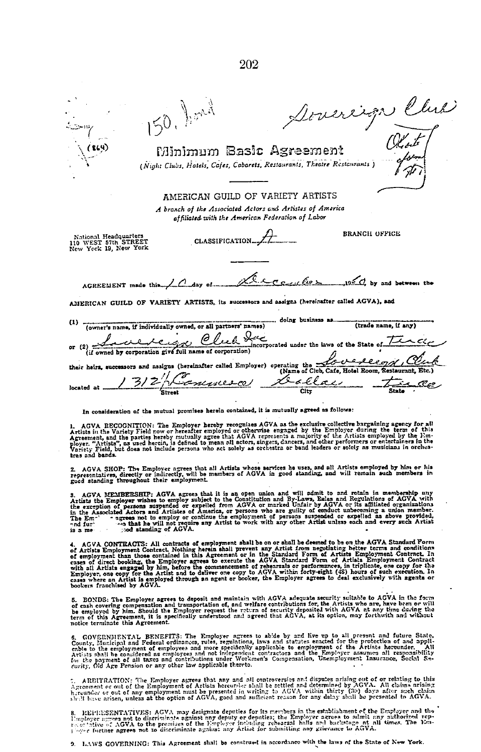150, 2nd

Sovereign Club

(869)

Okstr
Jam
#1

# Minimum Basic Agreement

*(Night Clubs, Hotels, Cafes, Cabarets, Restaurants, Theatre Restaurants)*

## AMERICAN GUILD OF VARIETY ARTISTS

*A branch of the Associated Actors and Artistes of America affiliated with the American Federation of Labor*

National Headquarters
110 WEST 57th STREET
New York 19, New York

CLASSIFICATION A

BRANCH OFFICE

AGREEMENT made this 10 day of December 1960 by and between the AMERICAN GUILD OF VARIETY ARTISTS, its successors and assigns (hereinafter called AGVA), and

(1) ........................................ doing business as ........................................
(owner's name, if individually owned, or all partners' names) (trade name, if any)

or (2) Sovereign Club Inc incorporated under the laws of the State of Texas
(if owned by corporation give full name of corporation)

their heirs, successors and assigns (hereinafter called Employer) operating the Sovereign Club
(Name of Club, Cafe, Hotel Room, Restaurant, Etc.)

located at 1312½ Commerce Dallas Texas
Street City State

In consideration of the mutual promises herein contained, it is mutually agreed as follows:

1. AGVA RECOGNITION: The Employer hereby recognizes AGVA as the exclusive collective bargaining agency for all Artists in the Variety Field now or hereafter employed or otherwise engaged by the Employer during the term of this Agreement, and the parties hereby mutually agree that AGVA represents a majority of the Artists employed by the Employer. "Artists", as used herein, is defined to mean all actors, singers, dancers, and other performers or entertainers in the Variety Field, but does not include persons who act solely as orchestra or band leaders or solely as musicians in orchestras and bands.

2. AGVA SHOP: The Employer agrees that all Artists whose services he uses, and all Artists employed by him or his representatives, directly or indirectly, will be members of AGVA in good standing, and will remain such members in good standing throughout their employment.

3. AGVA MEMBERSHIP: AGVA agrees that it is an open union and will admit to and retain in membership any Artists the Employer wishes to employ subject to the Constitution and By-Laws, Rules and Regulations of AGVA with the exception of persons suspended or expelled from AGVA or marked Unfair by AGVA or its affiliated organizations in the Associated Actors and Artistes of America, or persons who are guilty of conduct unbecoming a union member. The Em[ployer] agrees not to employ or continue the employment of persons suspended or expelled as above provided, and fur[ther agre]es that he will not require any Artist to work with any other Artist unless each and every such Artist is a me[mber in g]ood standing of AGVA.

4. AGVA CONTRACTS: All contracts of employment shall be on or shall be deemed to be on the AGVA Standard Form of Artists Employment Contract. Nothing herein shall prevent any Artist from negotiating better terms and conditions of employment than those contained in this Agreement or in the Standard Form of Artists Employment Contract. In cases of direct booking, the Employer agrees to execute the AGVA Standard Form of Artists Employment Contract with all Artists engaged by him, before the commencement of rehearsals or performances, in triplicate, one copy for the Employer, one copy for the Artist and to deliver one copy to AGVA within forty-eight (48) hours of such execution. In cases where an Artist is employed through an agent or booker, the Employer agrees to deal exclusively with agents or bookers franchised by AGVA.

5. BONDS: The Employer agrees to deposit and maintain with AGVA adequate security suitable to AGVA in the form of cash covering compensation and transportation of, and welfare contributions for, the Artists who are, have been or will be employed by him. Should the Employer request the return of security deposited with AGVA at any time during the term of this Agreement, it is specifically understood and agreed that AGVA, at its option, may forthwith and without notice terminate this Agreement.

6. GOVERNMENTAL BENEFITS: The Employer agrees to abide by and live up to all present and future State, County, Municipal and Federal ordinances, rules, regulations, laws and statutes enacted for the protection of and applicable to the employment of employees and more specifically applicable to employment of the Artists hereunder. All Artists shall be considered as employees and not independent contractors and the Employer assumes all responsibility for the payment of all taxes and contributions under Workmen's Compensation, Unemployment Insurance, Social Security, Old Age Pension or any other law applicable thereto.

7. ARBITRATION: The Employer agrees that any and all controversies and disputes arising out of or relating to this Agreement or out of the Employment of Artists hereunder shall be settled and determined by AGVA. All claims arising hereunder or out of any employment must be presented in writing to AGVA within thirty (30) days after such claim shall have arisen, unless at the option of AGVA, good and sufficient reason for any delay shall be presented to AGVA.

8. REPRESENTATIVES: AGVA may designate deputies for its members in the establishment of the Employer and the Employer agrees not to discriminate against any deputy or deputies; the Employer agrees to admit any authorized representative of AGVA to the premises of the Employer including rehearsal halls and backstage at all times. The Employer further agrees not to discriminate against any Artist for submitting any grievance to AGVA.

9. LAWS GOVERNING: This Agreement shall be construed in accordance with the laws of the State of New York.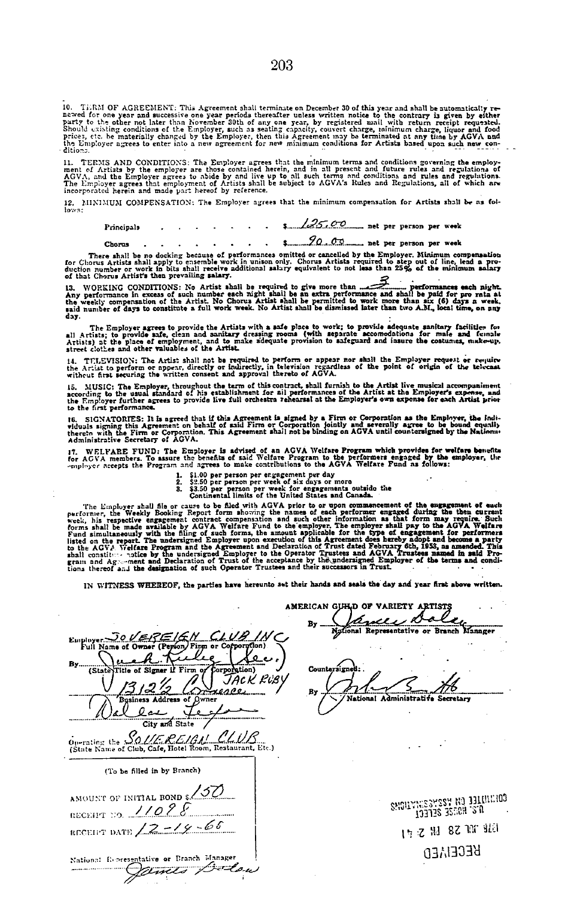10. TERM OF AGREEMENT: This Agreement shall terminate on December 30 of this year and shall be automatically renewed for one year and successive one year periods thereafter unless written notice to the contrary is given by either party to the other not later than November 30th of any one year, by registered mail with return receipt requested. Should existing conditions of the Employer, such as seating capacity, couvert charge, minimum charge, liquor and food prices, etc. be materially changed by the Employer, then this Agreement may be terminated at any time by AGVA and the Employer agrees to enter into a new agreement for new minimum conditions for Artists based upon such new conditions.

11. TERMS AND CONDITIONS: The Employer agrees that the minimum terms and conditions governing the employment of Artists by the employer are those contained herein, and in all present and future rules and regulations of AGVA, and the Employer agrees to abide by and live up to all such terms and conditions and rules and regulations. The Employer agrees that employment of Artists shall be subject to AGVA's Rules and Regulations, all of which are incorporated herein and made part hereof by reference.

12. MINIMUM COMPENSATION: The Employer agrees that the minimum compensation for Artists shall be as follows:

Principals . . . . . . . . $ 125.00 net per person per week

Chorus . . . . . . . . $ 90.00 net per person per week

There shall be no docking because of performances omitted or cancelled by the Employer. Minimum compensation for Chorus Artists shall apply to ensemble work in unison only. Chorus Artists required to step out of line, lead a production number or work in bits shall receive additional salary equivalent to not less than 25% of the minimum salary of that Chorus Artist's then prevailing salary.

13. WORKING CONDITIONS: No Artist shall be required to give more than 3 performances each night. Any performance in excess of such number each night shall be an extra performance and shall be paid for pro rata at the weekly compensation of the Artist. No Chorus Artist shall be permitted to work more than six (6) days a week, said number of days to constitute a full work week. No Artist shall be dismissed later than two A.M., local time, on any day.

The Employer agrees to provide the Artists with a safe place to work; to provide adequate sanitary facilities for all Artists; to provide safe, clean and sanitary dressing rooms (with separate accomodations for male and female Artists) at the place of employment, and to make adequate provision to safeguard and insure the costumes, make-up, street clothes and other valuables of the Artist.

14. TELEVISION: The Artist shall not be required to perform or appear nor shall the Employer request or require the Artist to perform or appear, directly or indirectly, in television regardless of the point of origin of the telecast without first securing the written consent and approval thereto of AGVA.

15. MUSIC: The Employer, throughout the term of this contract, shall furnish to the Artist live musical accompaniment according to the usual standard of his establishment for all performances of the Artist at the Employer's expense, and the Employer further agrees to provide live full orchestra rehearsal at the Employer's own expense for each Artist prior to the first performance.

16. SIGNATORIES: It is agreed that if this Agreement is signed by a Firm or Corporation as the Employer, the individuals signing this Agreement on behalf of said Firm or Corporation jointly and severally agree to be bound equally thereto with the Firm or Corporation. This Agreement shall not be binding on AGVA until countersigned by the National Administrative Secretary of AGVA.

17. WELFARE FUND: The Employer is advised of an AGVA Welfare Program which provides for welfare benefits for AGVA members. To assure the benefits of said Welfare Program to the performers engaged by the employer, the employer accepts the Program and agrees to make contributions to the AGVA Welfare Fund as follows:

1. $1.00 per person per engagement per day
2. $2.50 per person per week of six days or more
3. $3.50 per person per week for engagements outside the Continental limits of the United States and Canada.

The Employer shall file or cause to be filed with AGVA prior to or upon commencement of the engagement of each performer, the Weekly Booking Report form showing the names of each performer engaged during the then current week, his respective engagement contract compensation and such other information as that form may require. Such forms shall be made available by AGVA Welfare Fund to the employer. The employer shall pay to the AGVA Welfare Fund simultaneously with the filing of such forms, the amount applicable for the type of engagement for performers listed on the report. The undersigned Employer upon execution of this Agreement does hereby adopt and become a party to the AGVA Welfare Program and the Agreement and Declaration of Trust dated February 6th, 1953, as amended. This shall constitute notice by the undersigned Employer to the Operator Trustees and AGVA Trustees named in said Program and Agreement and Declaration of Trust of the acceptance by the undersigned Employer of the terms and conditions thereof and the designation of such Operator Trustees and their successors in Trust.

IN WITNESS WHEREOF, the parties have hereunto set their hands and seals the day and year first above written.

Employer: SOVEREIGN CLUB INC
Full Name of Owner (Person, Firm or Corporation)

By: Jack Ruby (Sec.)
(State Title of Signer if Firm or Corporation) JACK RUBY

1312½ Commerce
Business Address of Owner

Dallas Texas
City and State

Operating the SOVEREIGN CLUB
(State Name of Club, Cafe, Hotel Room, Restaurant, Etc.)

AMERICAN GUILD OF VARIETY ARTISTS

By: James Dolan
National Representative or Branch Manager

Countersigned:

By: [signature]
National Administrative Secretary

(To be filled in by Branch)

AMOUNT OF INITIAL BOND $ 150

RECEIPT NO. 11098

RECEIPT DATE 12-14-60

National Representative or Branch Manager
James Dolan

RECEIVED
1978 JUL 28 PM 2:41
U.S. HOUSE SELECT
COMMITTEE ON ASSASSINATIONS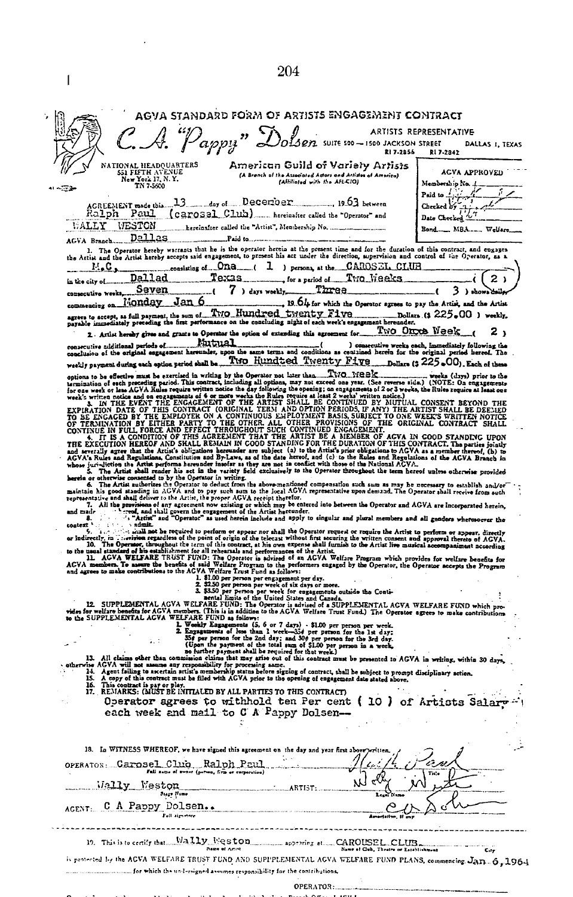# AGVA STANDARD FORM OF ARTISTS ENGAGEMENT CONTRACT

**C. A. "Pappy" Dolsen** — ARTISTS REPRESENTATIVE
SUITE 500 — 1500 JACKSON STREET DALLAS 1, TEXAS
RI 7-2856 RI 7-2842

NATIONAL HEADQUARTERS
551 FIFTH AVENUE
New York 17, N. Y.
TN 7-5600

**American Guild of Variety Artists**
(A Branch of the Associated Actors and Artistes of America)
(Affiliated with the AFL-CIO)

AGVA APPROVED
Membership No. 1
Paid to
Checked by
Date Checked
Bond\_\_\_\_ MBA\_\_\_\_ Welfare\_\_\_\_

AGREEMENT made this 13 day of December 1963 between Ralph Paul (carosel Club) hereinafter called the "Operator" and WALLY WESTON hereinafter called the "Artist", Membership No. \_\_\_\_\_\_
AGVA Branch Dallas Paid to \_\_\_\_\_\_

1. The Operator hereby warrants that he is the operator herein at the present time and for the duration of this contract, and engages the Artist and the Artist hereby accepts said engagement, to present his act under the direction, supervision and control of the Operator, as a M.C. consisting of One ( 1 ) persons, at the CAROSEL CLUB in the city of Dallad Texas for a period of Two Weeks ( 2 ) consecutive weeks, Seven ( 7 ) days weekly, Three ( 3 ) shows daily, commencing on Monday Jan 6 1964 for which the Operator agrees to pay the Artist, and the Artist agrees to accept, as full payment, the sum of Two Hundred twenty Five Dollars ($ 225.00 ) weekly, payable immediately preceding the first performance on the concluding night of each week's engagement hereunder.

2. Artist hereby gives and grants to Operator the option of extending this agreement for Two Once Week ( 2 ) consecutive additional periods of Mutual ( ) consecutive weeks each, immediately following the conclusion of the original engagement hereunder, upon the same terms and conditions as contained herein for the original period hereof. The weekly payment during each option period shall be Two Hundred Twenty Five Dollars ($ 225.00). Each of these options to be effective must be exercised in writing by the Operator not later than Two Week weeks (days) prior to the termination of each preceding period. This contract, including all options, may not exceed one year. (See reverse side.) (NOTE: On engagements for one week or less AGVA Rules require written notice the day following the opening; on engagements of 2 or 3 weeks, the Rules require at least one week's written notice and on engagements of 4 or more weeks the Rules require at least 2 weeks' written notice.)

3. IN THE EVENT THE ENGAGEMENT OF THE ARTIST SHALL BE CONTINUED BY MUTUAL CONSENT BEYOND THE EXPIRATION DATE OF THIS CONTRACT (ORIGINAL TERM AND OPTION PERIODS, IF ANY) THE ARTIST SHALL BE DEEMED TO BE ENGAGED BY THE EMPLOYER ON A CONTINUOUS EMPLOYMENT BASIS, SUBJECT TO ONE WEEK'S WRITTEN NOTICE OF TERMINATION BY EITHER PARTY TO THE OTHER. ALL OTHER PROVISIONS OF THE ORIGINAL CONTRACT SHALL CONTINUE IN FULL FORCE AND EFFECT THROUGHOUT SUCH CONTINUED ENGAGEMENT.

4. IT IS A CONDITION OF THIS AGREEMENT THAT THE ARTIST BE A MEMBER OF AGVA IN GOOD STANDING UPON THE EXECUTION HEREOF AND SHALL REMAIN IN GOOD STANDING FOR THE DURATION OF THIS CONTRACT. The parties jointly and severally agree that the Artist's obligations hereunder are subject (a) to the Artist's prior obligations to AGVA as a member thereof, (b) to AGVA's Rules and Regulations, Constitution and By-Laws, as of the date hereof, and (c) to the Rules and Regulations of the AGVA Branch in whose jurisdiction the Artist performs hereunder insofar as they are not in conflict with those of the National AGVA.

5. The Artist shall render his act in the variety field exclusively to the Operator throughout the term hereof unless otherwise provided herein or otherwise consented to by the Operator in writing.

6. The Artist authorizes the Operator to deduct from the above-mentioned compensation such sum as may be necessary to establish and/or maintain his good standing in AGVA and to pay such sum to the local AGVA representative upon demand. The Operator shall receive from such representative and shall deliver to the Artist, the proper AGVA receipt therefor.

7. All the provisions of any agreement now existing or which may be entered into between the Operator and AGVA are incorporated herein, and made ... hereof, and shall govern the engagement of the Artist hereunder.

8. ... "Artist" and "Operator" as used herein include and apply to singular and plural members and all genders wheresoever the context ... admit.

9. ... shall not be required to perform or appear nor shall the Operator request or require the Artist to perform or appear, directly or indirectly, in ... television regardless of the point of origin of the telecast without first securing the written consent and approval thereof of AGVA.

10. The Operator, throughout the term of this contract, at his own expense shall furnish to the Artist live musical accompaniment according to the usual standard of his establishment for all rehearsals and performances of the Artist.

11. AGVA WELFARE TRUST FUND: The Operator is advised of an AGVA Welfare Program which provides for welfare benefits for AGVA members. To assure the benefits of said Welfare Program to the performers engaged by the Operator, the Operator accepts the Program and agrees to make contributions to the AGVA Welfare Trust Fund as follows:
1. $1.00 per person per engagement per day.
2. $2.50 per person per week of six days or more.
3. $3.50 per person per week for engagements outside the Continental limits of the United States and Canada.

12. SUPPLEMENTAL AGVA WELFARE FUND: The Operator is advised of a SUPPLEMENTAL AGVA WELFARE FUND which provides for welfare benefits for AGVA members. (This is in addition to the AGVA Welfare Trust Fund.) The Operator agrees to make contributions to the SUPPLEMENTAL AGVA WELFARE FUND as follows:
1. Weekly Engagements (5, 6 or 7 days) - $1.00 per person per week.
2. Engagements of less than 1 week—35¢ per person for the 1st day; 35¢ per person for the 2nd day; and 30¢ per person for the 3rd day. (Upon the payment of the total sum of $1.00 per person in a week, no further payment shall be required for that week.)

13. All claims other than commission claims that may arise out of this contract must be presented to AGVA in writing, within 30 days, otherwise AGVA will not assume any responsibility for processing same.
14. Agent failing to ascertain artist's membership status before signing of contract, shall be subject to prompt disciplinary action.
15. A copy of this contract must be filed with AGVA prior to the opening of engagement date stated above.
16. This contract is pay or play.
17. REMARKS: (MUST BE INITIALED BY ALL PARTIES TO THIS CONTRACT)
Operator agrees to withhold ten Per cent ( 10 ) of Artists Salary each week and mail to C A Pappy Dolsen—

18. In WITNESS WHEREOF, we have signed this agreement on the day and year first above written.

OPERATOR: Carosel Club Ralph Paul — *(signature)* Title
Full name of owner (person, firm or corporation)

Wally Weston ARTIST: *(signature)*
Stage Name — Legal Name

AGENT: C A Pappy Dolsen. *(signature)*
Full signature — Association, if any

19. This is to certify that Wally Weston appearing at CAROUSEL CLUB
Name of Artist — Name of Club, Theatre or Establishment — City
is protected by the AGVA WELFARE TRUST FUND AND SUPPLEMENTAL AGVA WELFARE FUND PLANS, commencing Jan. 6, 1964 for which the undersigned assumes responsibility for the contributions.

OPERATOR: \_\_\_\_\_\_